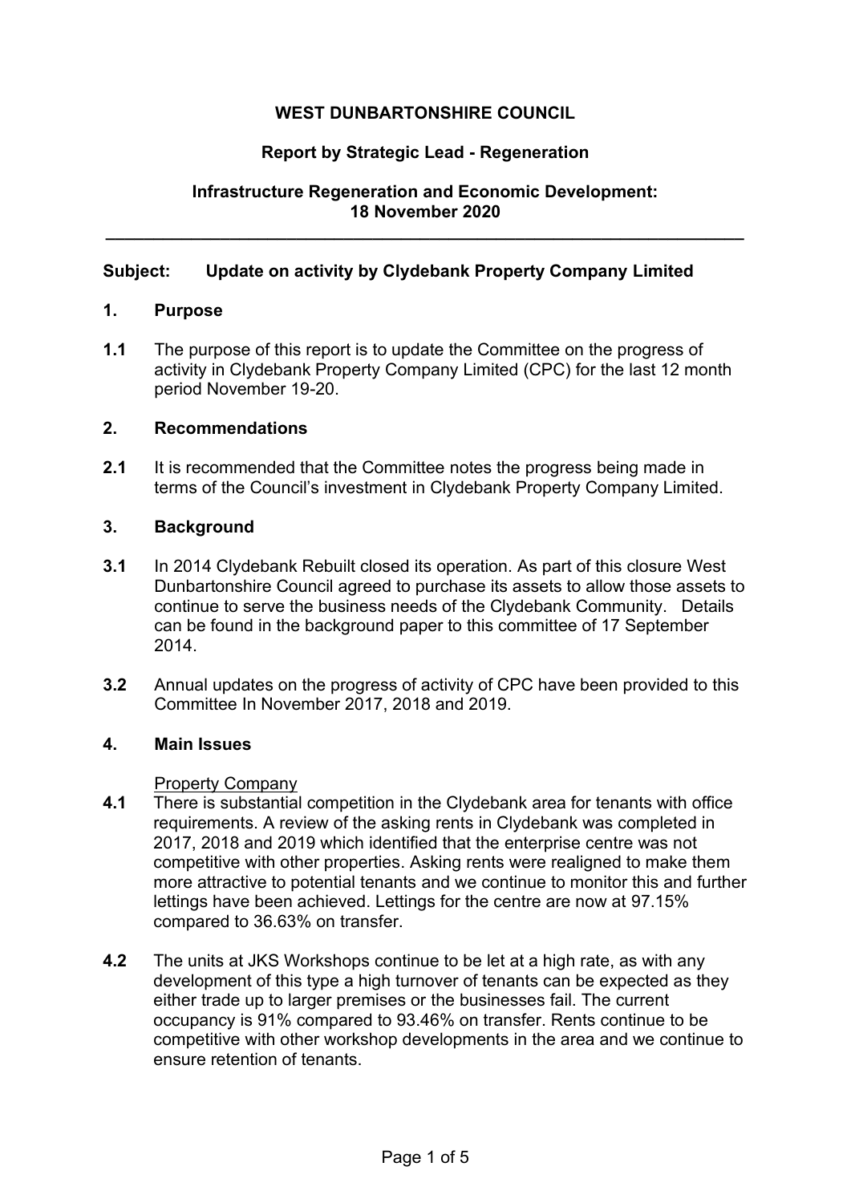**WEST DUNBARTONSHIRE COUNCIL**

**Report by Strategic Lead - Regeneration**

**Infrastructure Regeneration and Economic Development: 18 November 2020**

---

**Subject: Update on activity by Clydebank Property Company Limited**

## 1. Purpose

**1.1** The purpose of this report is to update the Committee on the progress of activity in Clydebank Property Company Limited (CPC) for the last 12 month period November 19-20.

## 2. Recommendations

**2.1** It is recommended that the Committee notes the progress being made in terms of the Council's investment in Clydebank Property Company Limited.

## 3. Background

**3.1** In 2014 Clydebank Rebuilt closed its operation. As part of this closure West Dunbartonshire Council agreed to purchase its assets to allow those assets to continue to serve the business needs of the Clydebank Community. Details can be found in the background paper to this committee of 17 September 2014.

**3.2** Annual updates on the progress of activity of CPC have been provided to this Committee In November 2017, 2018 and 2019.

## 4. Main Issues

Property Company

**4.1** There is substantial competition in the Clydebank area for tenants with office requirements. A review of the asking rents in Clydebank was completed in 2017, 2018 and 2019 which identified that the enterprise centre was not competitive with other properties. Asking rents were realigned to make them more attractive to potential tenants and we continue to monitor this and further lettings have been achieved. Lettings for the centre are now at 97.15% compared to 36.63% on transfer.

**4.2** The units at JKS Workshops continue to be let at a high rate, as with any development of this type a high turnover of tenants can be expected as they either trade up to larger premises or the businesses fail. The current occupancy is 91% compared to 93.46% on transfer. Rents continue to be competitive with other workshop developments in the area and we continue to ensure retention of tenants.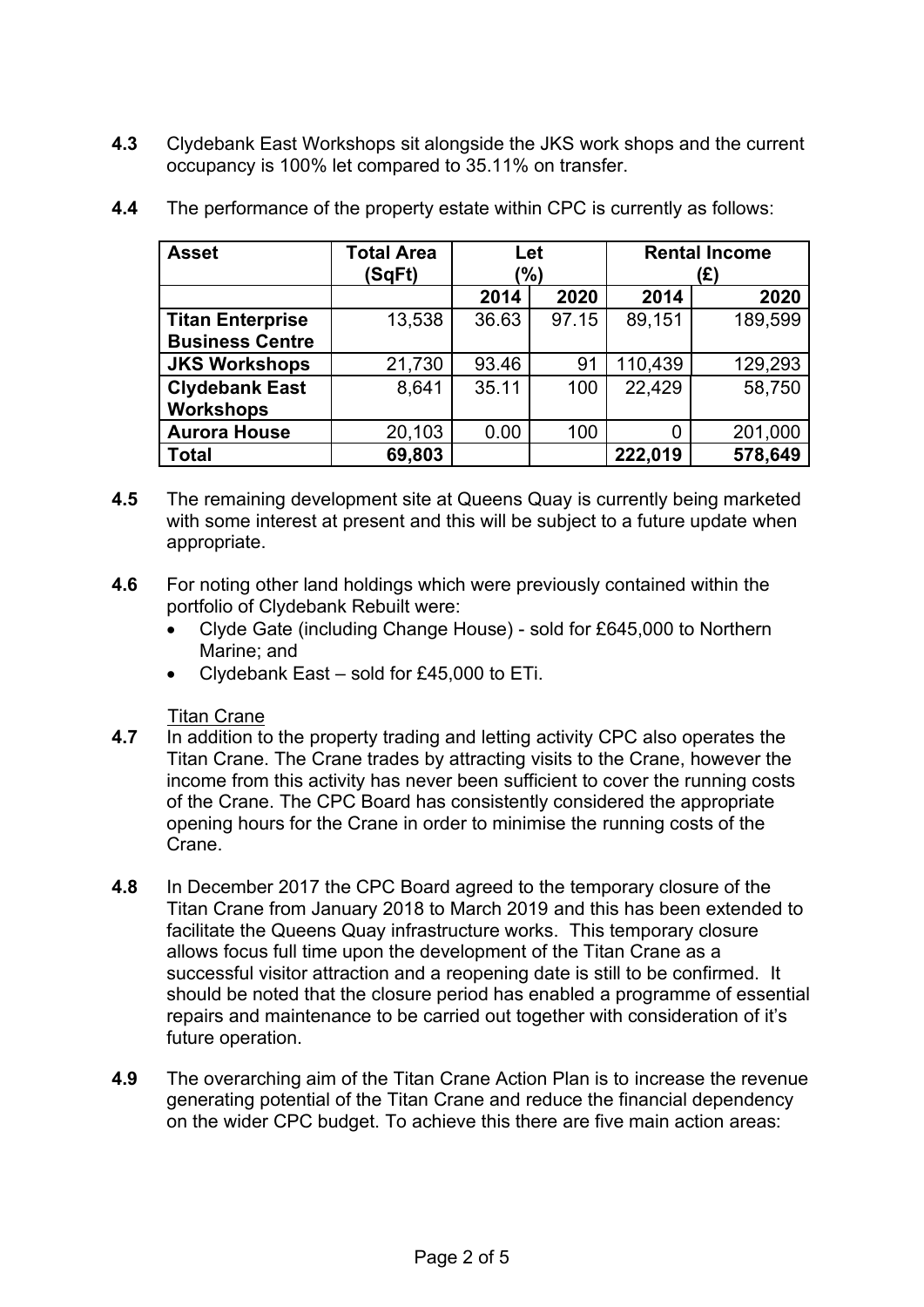**4.3** Clydebank East Workshops sit alongside the JKS work shops and the current occupancy is 100% let compared to 35.11% on transfer.

**4.4** The performance of the property estate within CPC is currently as follows:

| Asset | Total Area (SqFt) | Let (%) | | Rental Income (£) | |
|---|---|---|---|---|---|
| | | 2014 | 2020 | 2014 | 2020 |
| **Titan Enterprise Business Centre** | 13,538 | 36.63 | 97.15 | 89,151 | 189,599 |
| **JKS Workshops** | 21,730 | 93.46 | 91 | 110,439 | 129,293 |
| **Clydebank East Workshops** | 8,641 | 35.11 | 100 | 22,429 | 58,750 |
| **Aurora House** | 20,103 | 0.00 | 100 | 0 | 201,000 |
| **Total** | **69,803** | | | **222,019** | **578,649** |

**4.5** The remaining development site at Queens Quay is currently being marketed with some interest at present and this will be subject to a future update when appropriate.

**4.6** For noting other land holdings which were previously contained within the portfolio of Clydebank Rebuilt were:

- Clyde Gate (including Change House) - sold for £645,000 to Northern Marine; and
- Clydebank East – sold for £45,000 to ETi.

Titan Crane

**4.7** In addition to the property trading and letting activity CPC also operates the Titan Crane. The Crane trades by attracting visits to the Crane, however the income from this activity has never been sufficient to cover the running costs of the Crane. The CPC Board has consistently considered the appropriate opening hours for the Crane in order to minimise the running costs of the Crane.

**4.8** In December 2017 the CPC Board agreed to the temporary closure of the Titan Crane from January 2018 to March 2019 and this has been extended to facilitate the Queens Quay infrastructure works. This temporary closure allows focus full time upon the development of the Titan Crane as a successful visitor attraction and a reopening date is still to be confirmed. It should be noted that the closure period has enabled a programme of essential repairs and maintenance to be carried out together with consideration of it's future operation.

**4.9** The overarching aim of the Titan Crane Action Plan is to increase the revenue generating potential of the Titan Crane and reduce the financial dependency on the wider CPC budget. To achieve this there are five main action areas: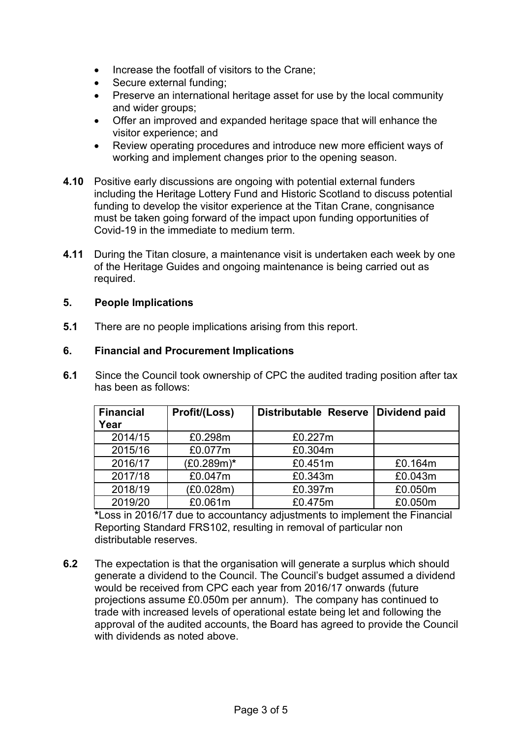- Increase the footfall of visitors to the Crane;
- Secure external funding;
- Preserve an international heritage asset for use by the local community and wider groups;
- Offer an improved and expanded heritage space that will enhance the visitor experience; and
- Review operating procedures and introduce new more efficient ways of working and implement changes prior to the opening season.

**4.10** Positive early discussions are ongoing with potential external funders including the Heritage Lottery Fund and Historic Scotland to discuss potential funding to develop the visitor experience at the Titan Crane, congnisance must be taken going forward of the impact upon funding opportunities of Covid-19 in the immediate to medium term.

**4.11** During the Titan closure, a maintenance visit is undertaken each week by one of the Heritage Guides and ongoing maintenance is being carried out as required.

## 5. People Implications

**5.1** There are no people implications arising from this report.

## 6. Financial and Procurement Implications

**6.1** Since the Council took ownership of CPC the audited trading position after tax has been as follows:

| Financial Year | Profit/(Loss) | Distributable Reserve | Dividend paid |
|---|---|---|---|
| 2014/15 | £0.298m | £0.227m | |
| 2015/16 | £0.077m | £0.304m | |
| 2016/17 | (£0.289m)* | £0.451m | £0.164m |
| 2017/18 | £0.047m | £0.343m | £0.043m |
| 2018/19 | (£0.028m) | £0.397m | £0.050m |
| 2019/20 | £0.061m | £0.475m | £0.050m |

***Loss in 2016/17 due to accountancy adjustments to implement the Financial Reporting Standard FRS102, resulting in removal of particular non distributable reserves.

**6.2** The expectation is that the organisation will generate a surplus which should generate a dividend to the Council. The Council's budget assumed a dividend would be received from CPC each year from 2016/17 onwards (future projections assume £0.050m per annum). The company has continued to trade with increased levels of operational estate being let and following the approval of the audited accounts, the Board has agreed to provide the Council with dividends as noted above.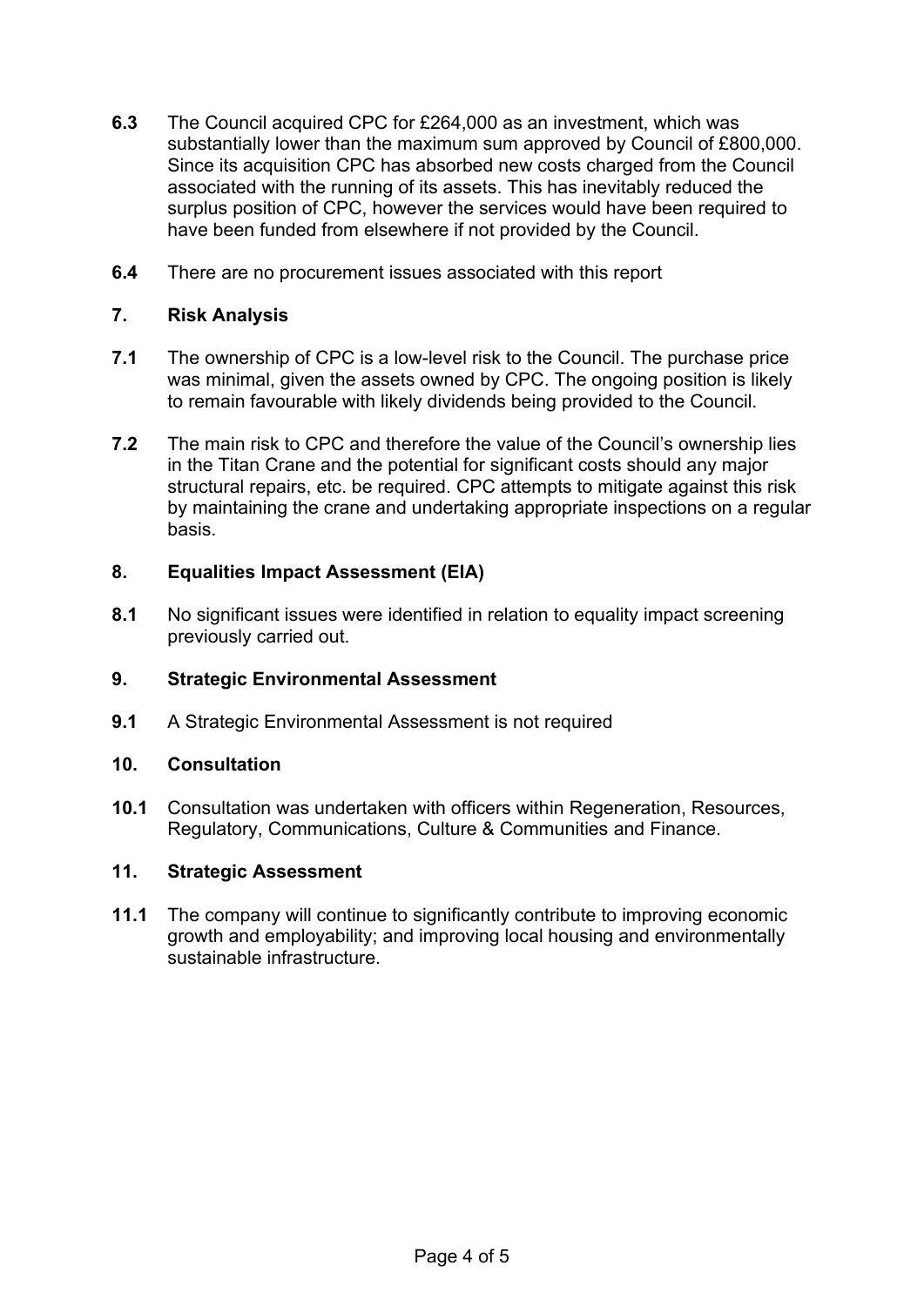**6.3** The Council acquired CPC for £264,000 as an investment, which was substantially lower than the maximum sum approved by Council of £800,000. Since its acquisition CPC has absorbed new costs charged from the Council associated with the running of its assets. This has inevitably reduced the surplus position of CPC, however the services would have been required to have been funded from elsewhere if not provided by the Council.

**6.4** There are no procurement issues associated with this report

## 7. Risk Analysis

**7.1** The ownership of CPC is a low-level risk to the Council. The purchase price was minimal, given the assets owned by CPC. The ongoing position is likely to remain favourable with likely dividends being provided to the Council.

**7.2** The main risk to CPC and therefore the value of the Council's ownership lies in the Titan Crane and the potential for significant costs should any major structural repairs, etc. be required. CPC attempts to mitigate against this risk by maintaining the crane and undertaking appropriate inspections on a regular basis.

## 8. Equalities Impact Assessment (EIA)

**8.1** No significant issues were identified in relation to equality impact screening previously carried out.

## 9. Strategic Environmental Assessment

**9.1** A Strategic Environmental Assessment is not required

## 10. Consultation

**10.1** Consultation was undertaken with officers within Regeneration, Resources, Regulatory, Communications, Culture & Communities and Finance.

## 11. Strategic Assessment

**11.1** The company will continue to significantly contribute to improving economic growth and employability; and improving local housing and environmentally sustainable infrastructure.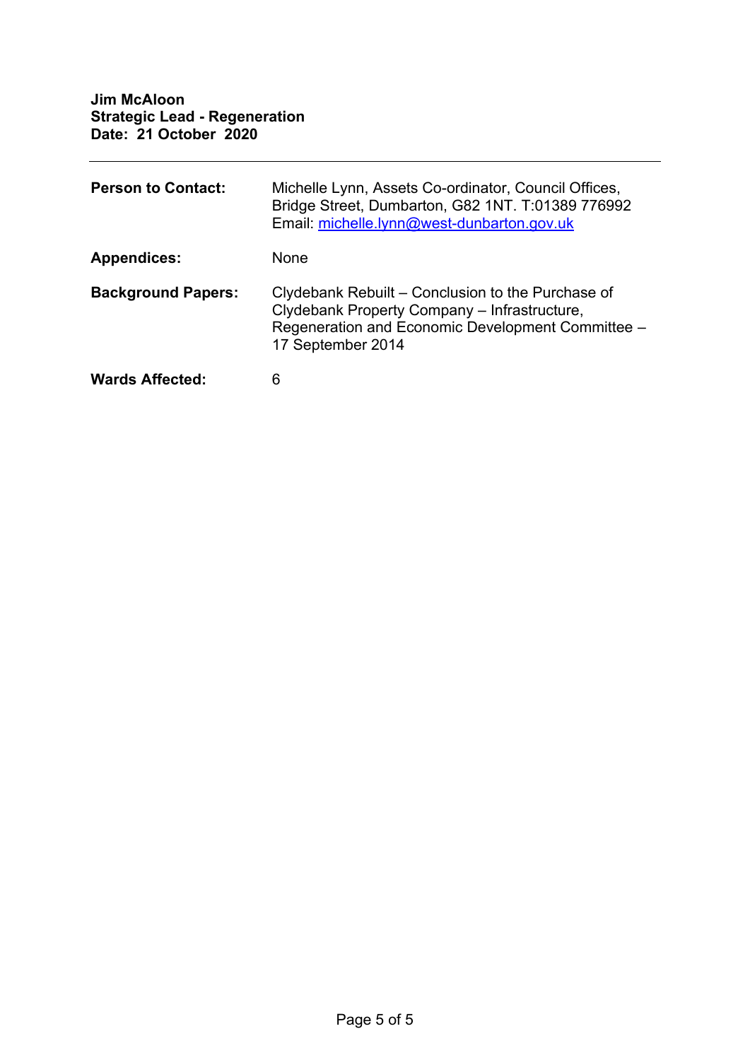**Jim McAloon**
**Strategic Lead - Regeneration**
**Date: 21 October 2020**

---

| | |
|---|---|
| **Person to Contact:** | Michelle Lynn, Assets Co-ordinator, Council Offices, Bridge Street, Dumbarton, G82 1NT. T:01389 776992 Email: michelle.lynn@west-dunbarton.gov.uk |
| **Appendices:** | None |
| **Background Papers:** | Clydebank Rebuilt – Conclusion to the Purchase of Clydebank Property Company – Infrastructure, Regeneration and Economic Development Committee – 17 September 2014 |
| **Wards Affected:** | 6 |